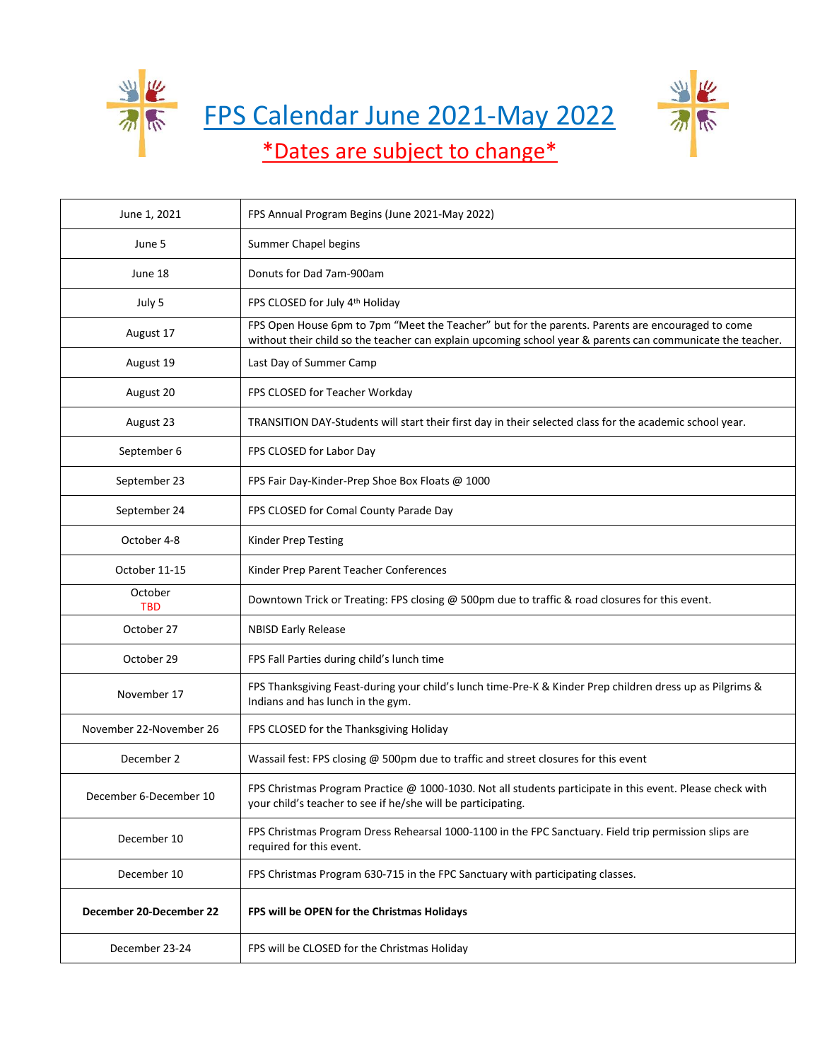# FPS Calendar June 2021-May 2022

*Dates are subject to change*

| Date | Event |
| --- | --- |
| June 1, 2021 | FPS Annual Program Begins (June 2021-May 2022) |
| June 5 | Summer Chapel begins |
| June 18 | Donuts for Dad 7am-900am |
| July 5 | FPS CLOSED for July 4th Holiday |
| August 17 | FPS Open House 6pm to 7pm "Meet the Teacher" but for the parents. Parents are encouraged to come without their child so the teacher can explain upcoming school year & parents can communicate the teacher. |
| August 19 | Last Day of Summer Camp |
| August 20 | FPS CLOSED for Teacher Workday |
| August 23 | TRANSITION DAY-Students will start their first day in their selected class for the academic school year. |
| September 6 | FPS CLOSED for Labor Day |
| September 23 | FPS Fair Day-Kinder-Prep Shoe Box Floats @ 1000 |
| September 24 | FPS CLOSED for Comal County Parade Day |
| October 4-8 | Kinder Prep Testing |
| October 11-15 | Kinder Prep Parent Teacher Conferences |
| October TBD | Downtown Trick or Treating: FPS closing @ 500pm due to traffic & road closures for this event. |
| October 27 | NBISD Early Release |
| October 29 | FPS Fall Parties during child's lunch time |
| November 17 | FPS Thanksgiving Feast-during your child's lunch time-Pre-K & Kinder Prep children dress up as Pilgrims & Indians and has lunch in the gym. |
| November 22-November 26 | FPS CLOSED for the Thanksgiving Holiday |
| December 2 | Wassail fest: FPS closing @ 500pm due to traffic and street closures for this event |
| December 6-December 10 | FPS Christmas Program Practice @ 1000-1030. Not all students participate in this event. Please check with your child's teacher to see if he/she will be participating. |
| December 10 | FPS Christmas Program Dress Rehearsal 1000-1100 in the FPC Sanctuary. Field trip permission slips are required for this event. |
| December 10 | FPS Christmas Program 630-715 in the FPC Sanctuary with participating classes. |
| **December 20-December 22** | **FPS will be OPEN for the Christmas Holidays** |
| December 23-24 | FPS will be CLOSED for the Christmas Holiday |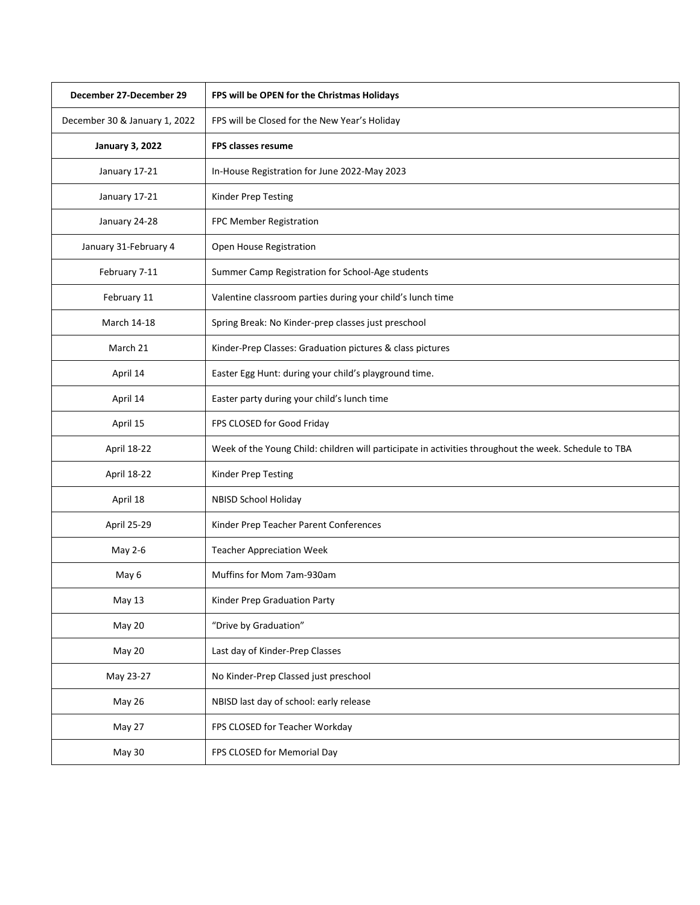| | |
|---|---|
| **December 27-December 29** | **FPS will be OPEN for the Christmas Holidays** |
| December 30 & January 1, 2022 | FPS will be Closed for the New Year's Holiday |
| **January 3, 2022** | **FPS classes resume** |
| January 17-21 | In-House Registration for June 2022-May 2023 |
| January 17-21 | Kinder Prep Testing |
| January 24-28 | FPC Member Registration |
| January 31-February 4 | Open House Registration |
| February 7-11 | Summer Camp Registration for School-Age students |
| February 11 | Valentine classroom parties during your child's lunch time |
| March 14-18 | Spring Break: No Kinder-prep classes just preschool |
| March 21 | Kinder-Prep Classes: Graduation pictures & class pictures |
| April 14 | Easter Egg Hunt: during your child's playground time. |
| April 14 | Easter party during your child's lunch time |
| April 15 | FPS CLOSED for Good Friday |
| April 18-22 | Week of the Young Child: children will participate in activities throughout the week. Schedule to TBA |
| April 18-22 | Kinder Prep Testing |
| April 18 | NBISD School Holiday |
| April 25-29 | Kinder Prep Teacher Parent Conferences |
| May 2-6 | Teacher Appreciation Week |
| May 6 | Muffins for Mom 7am-930am |
| May 13 | Kinder Prep Graduation Party |
| May 20 | "Drive by Graduation" |
| May 20 | Last day of Kinder-Prep Classes |
| May 23-27 | No Kinder-Prep Classed just preschool |
| May 26 | NBISD last day of school: early release |
| May 27 | FPS CLOSED for Teacher Workday |
| May 30 | FPS CLOSED for Memorial Day |